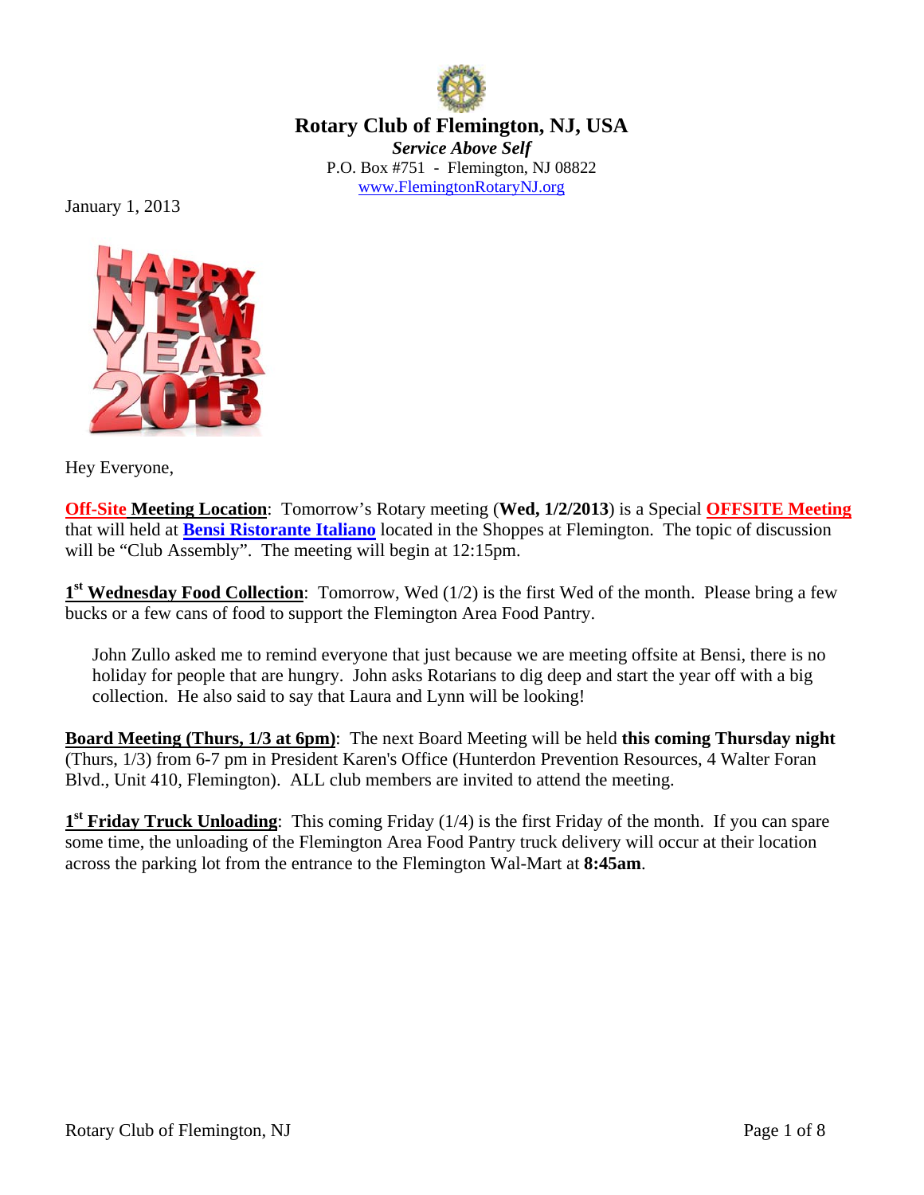# Rotary Club of Flemington, NJ, USA

***Service Above Self***

P.O. Box #751 - Flemington, NJ 08822

www.FlemingtonRotaryNJ.org

January 1, 2013

Hey Everyone,

**Off-Site Meeting Location**: Tomorrow's Rotary meeting (**Wed, 1/2/2013**) is a Special **OFFSITE Meeting** that will held at **Bensi Ristorante Italiano** located in the Shoppes at Flemington. The topic of discussion will be "Club Assembly". The meeting will begin at 12:15pm.

**1st Wednesday Food Collection**: Tomorrow, Wed (1/2) is the first Wed of the month. Please bring a few bucks or a few cans of food to support the Flemington Area Food Pantry.

> John Zullo asked me to remind everyone that just because we are meeting offsite at Bensi, there is no holiday for people that are hungry. John asks Rotarians to dig deep and start the year off with a big collection. He also said to say that Laura and Lynn will be looking!

**Board Meeting (Thurs, 1/3 at 6pm)**: The next Board Meeting will be held **this coming Thursday night** (Thurs, 1/3) from 6-7 pm in President Karen's Office (Hunterdon Prevention Resources, 4 Walter Foran Blvd., Unit 410, Flemington). ALL club members are invited to attend the meeting.

**1st Friday Truck Unloading**: This coming Friday (1/4) is the first Friday of the month. If you can spare some time, the unloading of the Flemington Area Food Pantry truck delivery will occur at their location across the parking lot from the entrance to the Flemington Wal-Mart at **8:45am**.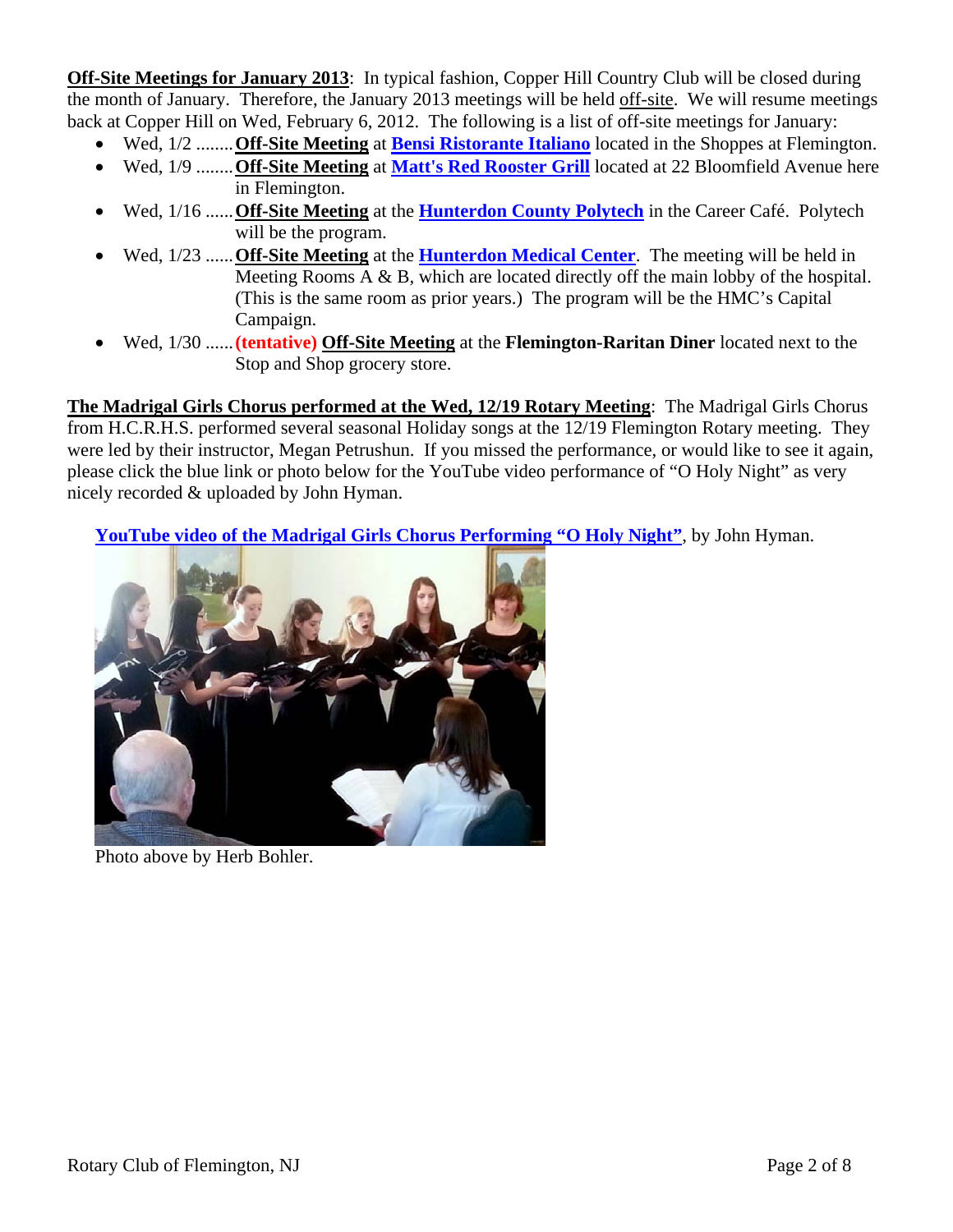**<u>Off-Site Meetings for January 2013</u>**: In typical fashion, Copper Hill Country Club will be closed during the month of January. Therefore, the January 2013 meetings will be held <u>off-site</u>. We will resume meetings back at Copper Hill on Wed, February 6, 2012. The following is a list of off-site meetings for January:

- Wed, 1/2 ........ **<u>Off-Site Meeting</u>** at **Bensi Ristorante Italiano** located in the Shoppes at Flemington.
- Wed, 1/9 ........ **<u>Off-Site Meeting</u>** at **Matt's Red Rooster Grill** located at 22 Bloomfield Avenue here in Flemington.
- Wed, 1/16 ...... **<u>Off-Site Meeting</u>** at the **Hunterdon County Polytech** in the Career Café. Polytech will be the program.
- Wed, 1/23 ...... **<u>Off-Site Meeting</u>** at the **Hunterdon Medical Center**. The meeting will be held in Meeting Rooms A & B, which are located directly off the main lobby of the hospital. (This is the same room as prior years.) The program will be the HMC's Capital Campaign.
- Wed, 1/30 ...... **(tentative)** **<u>Off-Site Meeting</u>** at the **Flemington-Raritan Diner** located next to the Stop and Shop grocery store.

**<u>The Madrigal Girls Chorus performed at the Wed, 12/19 Rotary Meeting</u>**: The Madrigal Girls Chorus from H.C.R.H.S. performed several seasonal Holiday songs at the 12/19 Flemington Rotary meeting. They were led by their instructor, Megan Petrushun. If you missed the performance, or would like to see it again, please click the blue link or photo below for the YouTube video performance of "O Holy Night" as very nicely recorded & uploaded by John Hyman.

**<u>YouTube video of the Madrigal Girls Chorus Performing "O Holy Night"</u>**, by John Hyman.

Photo above by Herb Bohler.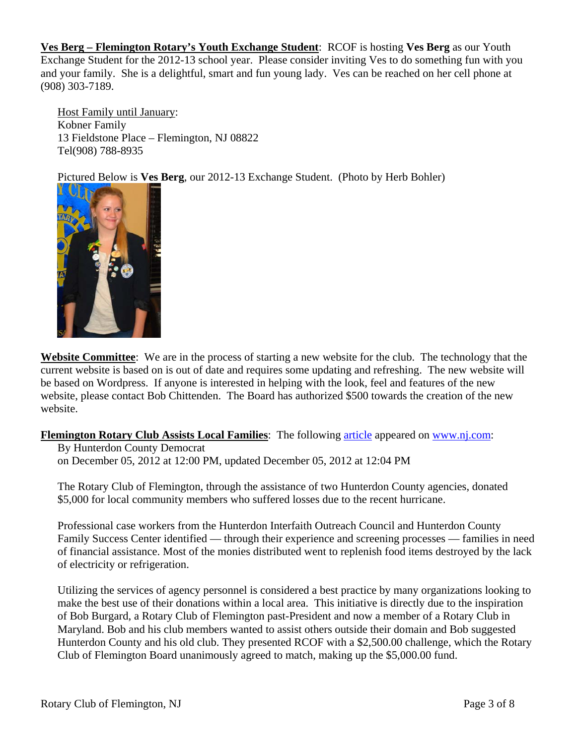**Ves Berg – Flemington Rotary's Youth Exchange Student**: RCOF is hosting **Ves Berg** as our Youth Exchange Student for the 2012-13 school year. Please consider inviting Ves to do something fun with you and your family. She is a delightful, smart and fun young lady. Ves can be reached on her cell phone at (908) 303-7189.

> Host Family until January:
> Kobner Family
> 13 Fieldstone Place – Flemington, NJ 08822
> Tel(908) 788-8935

Pictured Below is **Ves Berg**, our 2012-13 Exchange Student. (Photo by Herb Bohler)

**Website Committee**: We are in the process of starting a new website for the club. The technology that the current website is based on is out of date and requires some updating and refreshing. The new website will be based on Wordpress. If anyone is interested in helping with the look, feel and features of the new website, please contact Bob Chittenden. The Board has authorized $500 towards the creation of the new website.

**Flemington Rotary Club Assists Local Families**: The following article appeared on www.nj.com:

> By Hunterdon County Democrat
> on December 05, 2012 at 12:00 PM, updated December 05, 2012 at 12:04 PM
>
> The Rotary Club of Flemington, through the assistance of two Hunterdon County agencies, donated $5,000 for local community members who suffered losses due to the recent hurricane.
>
> Professional case workers from the Hunterdon Interfaith Outreach Council and Hunterdon County Family Success Center identified — through their experience and screening processes — families in need of financial assistance. Most of the monies distributed went to replenish food items destroyed by the lack of electricity or refrigeration.
>
> Utilizing the services of agency personnel is considered a best practice by many organizations looking to make the best use of their donations within a local area. This initiative is directly due to the inspiration of Bob Burgard, a Rotary Club of Flemington past-President and now a member of a Rotary Club in Maryland. Bob and his club members wanted to assist others outside their domain and Bob suggested Hunterdon County and his old club. They presented RCOF with a $2,500.00 challenge, which the Rotary Club of Flemington Board unanimously agreed to match, making up the $5,000.00 fund.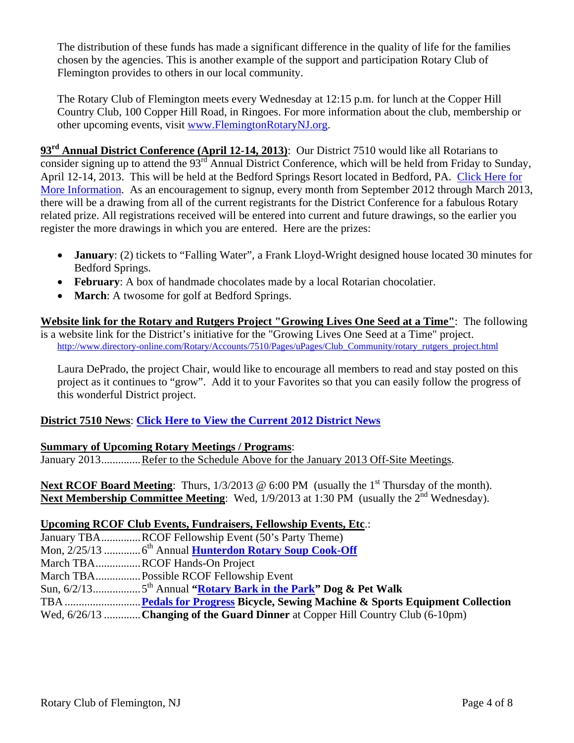The distribution of these funds has made a significant difference in the quality of life for the families chosen by the agencies. This is another example of the support and participation Rotary Club of Flemington provides to others in our local community.

The Rotary Club of Flemington meets every Wednesday at 12:15 p.m. for lunch at the Copper Hill Country Club, 100 Copper Hill Road, in Ringoes. For more information about the club, membership or other upcoming events, visit www.FlemingtonRotaryNJ.org.

**93rd Annual District Conference (April 12-14, 2013)**: Our District 7510 would like all Rotarians to consider signing up to attend the 93rd Annual District Conference, which will be held from Friday to Sunday, April 12-14, 2013. This will be held at the Bedford Springs Resort located in Bedford, PA. Click Here for More Information. As an encouragement to signup, every month from September 2012 through March 2013, there will be a drawing from all of the current registrants for the District Conference for a fabulous Rotary related prize. All registrations received will be entered into current and future drawings, so the earlier you register the more drawings in which you are entered. Here are the prizes:

- **January**: (2) tickets to "Falling Water", a Frank Lloyd-Wright designed house located 30 minutes for Bedford Springs.
- **February**: A box of handmade chocolates made by a local Rotarian chocolatier.
- **March**: A twosome for golf at Bedford Springs.

**Website link for the Rotary and Rutgers Project "Growing Lives One Seed at a Time"**: The following is a website link for the District's initiative for the "Growing Lives One Seed at a Time" project.
http://www.directory-online.com/Rotary/Accounts/7510/Pages/uPages/Club_Community/rotary_rutgers_project.html

Laura DePrado, the project Chair, would like to encourage all members to read and stay posted on this project as it continues to "grow". Add it to your Favorites so that you can easily follow the progress of this wonderful District project.

**District 7510 News**: **Click Here to View the Current 2012 District News**

**Summary of Upcoming Rotary Meetings / Programs**:
January 2013..............Refer to the Schedule Above for the January 2013 Off-Site Meetings.

**Next RCOF Board Meeting**: Thurs, 1/3/2013 @ 6:00 PM (usually the 1st Thursday of the month).
**Next Membership Committee Meeting**: Wed, 1/9/2013 at 1:30 PM (usually the 2nd Wednesday).

**Upcoming RCOF Club Events, Fundraisers, Fellowship Events, Etc.**:
January TBA..............RCOF Fellowship Event (50's Party Theme)
Mon, 2/25/13 .............6th Annual **Hunterdon Rotary Soup Cook-Off**
March TBA................RCOF Hands-On Project
March TBA................Possible RCOF Fellowship Event
Sun, 6/2/13.................5th Annual **"Rotary Bark in the Park" Dog & Pet Walk**
TBA ...........................**Pedals for Progress Bicycle, Sewing Machine & Sports Equipment Collection**
Wed, 6/26/13 .............**Changing of the Guard Dinner** at Copper Hill Country Club (6-10pm)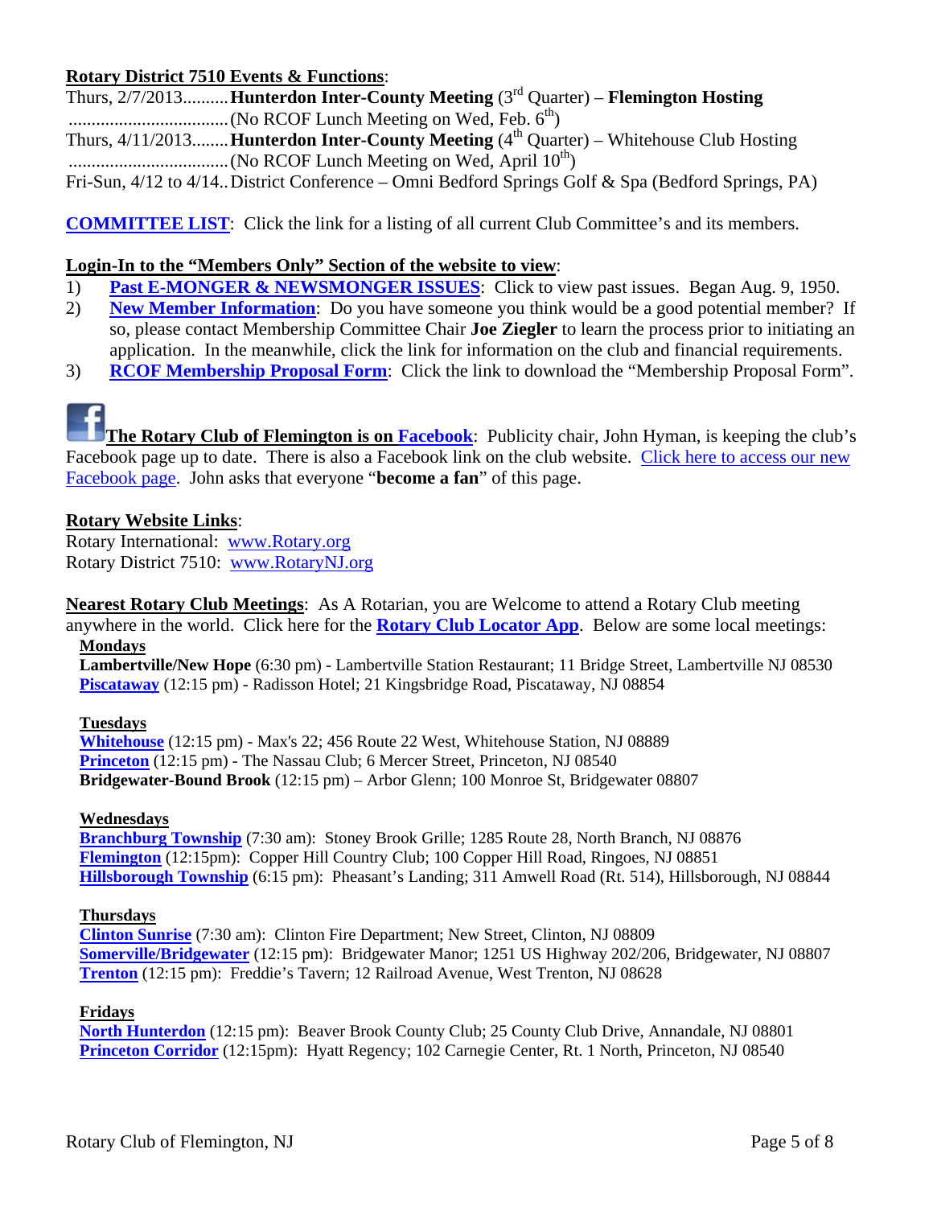**Rotary District 7510 Events & Functions**:

Thurs, 2/7/2013.......... **Hunterdon Inter-County Meeting** (3rd Quarter) – **Flemington Hosting**
.................................... (No RCOF Lunch Meeting on Wed, Feb. 6th)
Thurs, 4/11/2013........ **Hunterdon Inter-County Meeting** (4th Quarter) – Whitehouse Club Hosting
.................................... (No RCOF Lunch Meeting on Wed, April 10th)
Fri-Sun, 4/12 to 4/14.. District Conference – Omni Bedford Springs Golf & Spa (Bedford Springs, PA)

**COMMITTEE LIST**: Click the link for a listing of all current Club Committee's and its members.

**Login-In to the "Members Only" Section of the website to view**:

1) **Past E-MONGER & NEWSMONGER ISSUES**: Click to view past issues. Began Aug. 9, 1950.
2) **New Member Information**: Do you have someone you think would be a good potential member? If so, please contact Membership Committee Chair **Joe Ziegler** to learn the process prior to initiating an application. In the meanwhile, click the link for information on the club and financial requirements.
3) **RCOF Membership Proposal Form**: Click the link to download the "Membership Proposal Form".

**The Rotary Club of Flemington is on Facebook**: Publicity chair, John Hyman, is keeping the club's Facebook page up to date. There is also a Facebook link on the club website. Click here to access our new Facebook page. John asks that everyone "**become a fan**" of this page.

**Rotary Website Links**:
Rotary International: www.Rotary.org
Rotary District 7510: www.RotaryNJ.org

**Nearest Rotary Club Meetings**: As A Rotarian, you are Welcome to attend a Rotary Club meeting anywhere in the world. Click here for the **Rotary Club Locator App**. Below are some local meetings:

**Mondays**
**Lambertville/New Hope** (6:30 pm) - Lambertville Station Restaurant; 11 Bridge Street, Lambertville NJ 08530
**Piscataway** (12:15 pm) - Radisson Hotel; 21 Kingsbridge Road, Piscataway, NJ 08854

**Tuesdays**
**Whitehouse** (12:15 pm) - Max's 22; 456 Route 22 West, Whitehouse Station, NJ 08889
**Princeton** (12:15 pm) - The Nassau Club; 6 Mercer Street, Princeton, NJ 08540
**Bridgewater-Bound Brook** (12:15 pm) – Arbor Glenn; 100 Monroe St, Bridgewater 08807

**Wednesdays**
**Branchburg Township** (7:30 am): Stoney Brook Grille; 1285 Route 28, North Branch, NJ 08876
**Flemington** (12:15pm): Copper Hill Country Club; 100 Copper Hill Road, Ringoes, NJ 08851
**Hillsborough Township** (6:15 pm): Pheasant's Landing; 311 Amwell Road (Rt. 514), Hillsborough, NJ 08844

**Thursdays**
**Clinton Sunrise** (7:30 am): Clinton Fire Department; New Street, Clinton, NJ 08809
**Somerville/Bridgewater** (12:15 pm): Bridgewater Manor; 1251 US Highway 202/206, Bridgewater, NJ 08807
**Trenton** (12:15 pm): Freddie's Tavern; 12 Railroad Avenue, West Trenton, NJ 08628

**Fridays**
**North Hunterdon** (12:15 pm): Beaver Brook County Club; 25 County Club Drive, Annandale, NJ 08801
**Princeton Corridor** (12:15pm): Hyatt Regency; 102 Carnegie Center, Rt. 1 North, Princeton, NJ 08540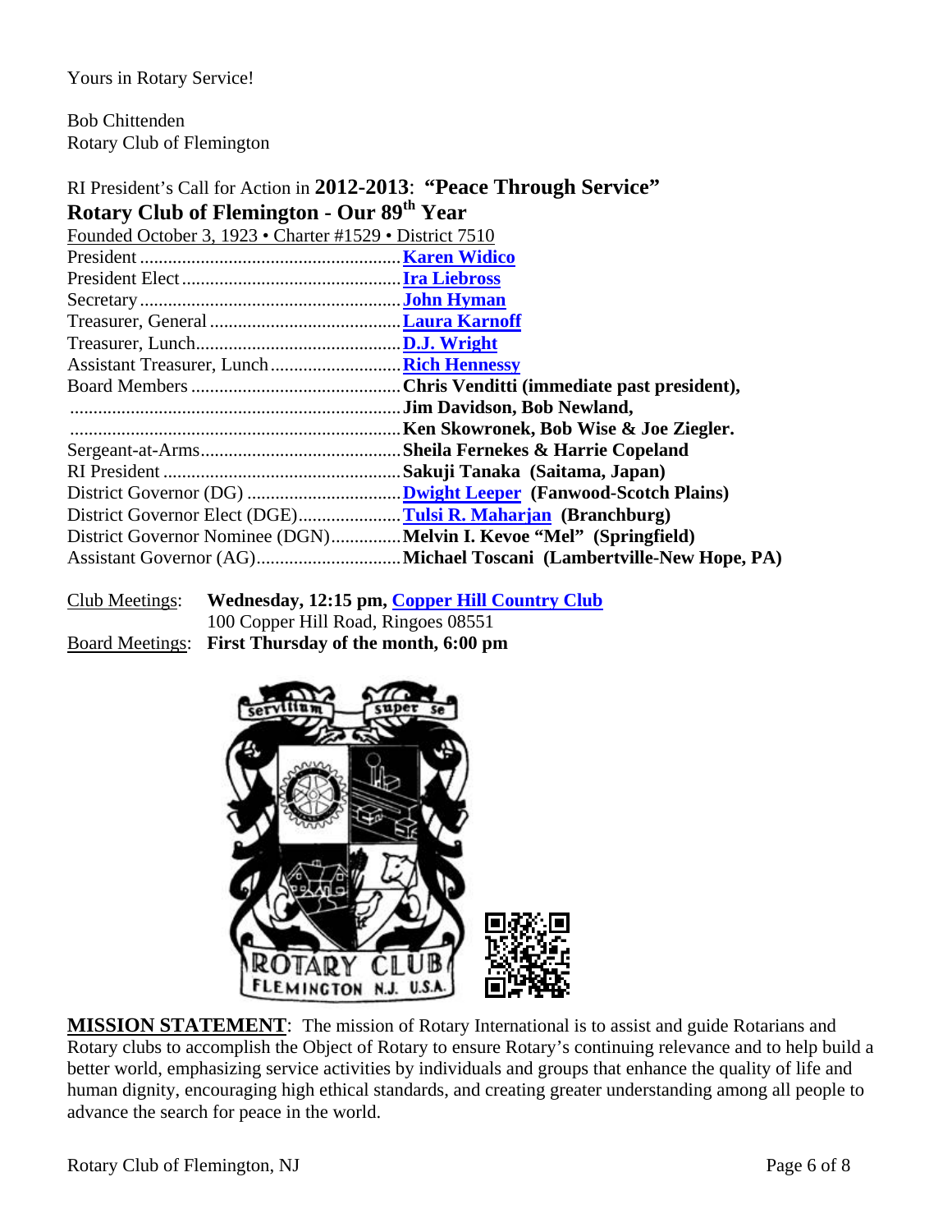Yours in Rotary Service!

Bob Chittenden
Rotary Club of Flemington

RI President's Call for Action in **2012-2013**: **"Peace Through Service"**

**Rotary Club of Flemington - Our 89th Year**

Founded October 3, 1923 • Charter #1529 • District 7510

| | |
|---|---|
| President | **Karen Widico** |
| President Elect | **Ira Liebross** |
| Secretary | **John Hyman** |
| Treasurer, General | **Laura Karnoff** |
| Treasurer, Lunch | **D.J. Wright** |
| Assistant Treasurer, Lunch | **Rich Hennessy** |
| Board Members | **Chris Venditti (immediate past president),** |
| | **Jim Davidson, Bob Newland,** |
| | **Ken Skowronek, Bob Wise & Joe Ziegler.** |
| Sergeant-at-Arms | **Sheila Fernekes & Harrie Copeland** |
| RI President | **Sakuji Tanaka (Saitama, Japan)** |
| District Governor (DG) | **Dwight Leeper (Fanwood-Scotch Plains)** |
| District Governor Elect (DGE) | **Tulsi R. Maharjan (Branchburg)** |
| District Governor Nominee (DGN) | **Melvin I. Kevoe "Mel" (Springfield)** |
| Assistant Governor (AG) | **Michael Toscani (Lambertville-New Hope, PA)** |

Club Meetings: **Wednesday, 12:15 pm, Copper Hill Country Club**
100 Copper Hill Road, Ringoes 08551

Board Meetings: **First Thursday of the month, 6:00 pm**

**MISSION STATEMENT**: The mission of Rotary International is to assist and guide Rotarians and Rotary clubs to accomplish the Object of Rotary to ensure Rotary's continuing relevance and to help build a better world, emphasizing service activities by individuals and groups that enhance the quality of life and human dignity, encouraging high ethical standards, and creating greater understanding among all people to advance the search for peace in the world.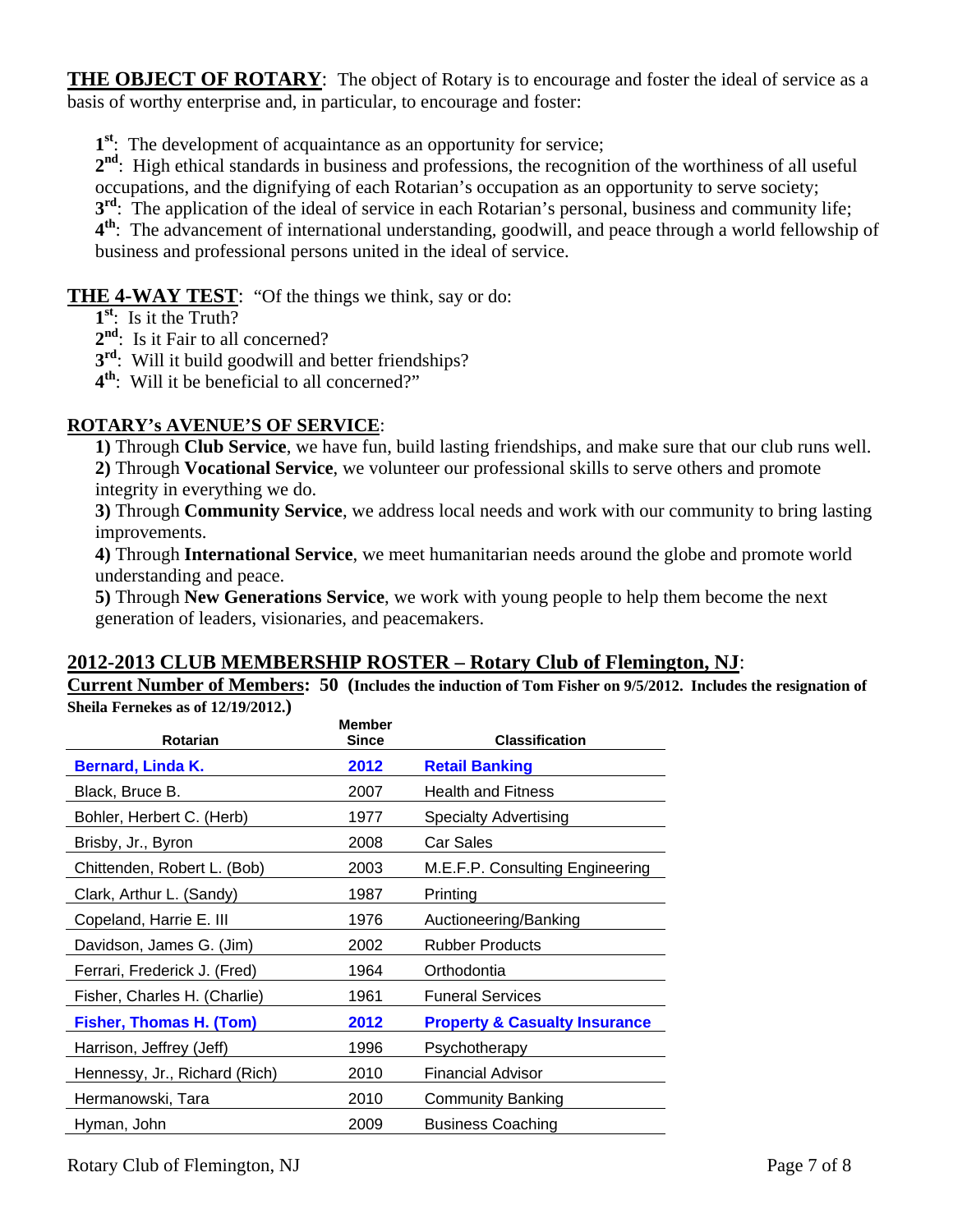**THE OBJECT OF ROTARY**: The object of Rotary is to encourage and foster the ideal of service as a basis of worthy enterprise and, in particular, to encourage and foster:

**1st**: The development of acquaintance as an opportunity for service;
**2nd**: High ethical standards in business and professions, the recognition of the worthiness of all useful occupations, and the dignifying of each Rotarian's occupation as an opportunity to serve society;
**3rd**: The application of the ideal of service in each Rotarian's personal, business and community life;
**4th**: The advancement of international understanding, goodwill, and peace through a world fellowship of business and professional persons united in the ideal of service.

**THE 4-WAY TEST**: "Of the things we think, say or do:
**1st**: Is it the Truth?
**2nd**: Is it Fair to all concerned?
**3rd**: Will it build goodwill and better friendships?
**4th**: Will it be beneficial to all concerned?"

**ROTARY's AVENUE'S OF SERVICE**:

**1)** Through **Club Service**, we have fun, build lasting friendships, and make sure that our club runs well.
**2)** Through **Vocational Service**, we volunteer our professional skills to serve others and promote integrity in everything we do.
**3)** Through **Community Service**, we address local needs and work with our community to bring lasting improvements.
**4)** Through **International Service**, we meet humanitarian needs around the globe and promote world understanding and peace.
**5)** Through **New Generations Service**, we work with young people to help them become the next generation of leaders, visionaries, and peacemakers.

## 2012-2013 CLUB MEMBERSHIP ROSTER – Rotary Club of Flemington, NJ:

**Current Number of Members: 50 (Includes the induction of Tom Fisher on 9/5/2012. Includes the resignation of Sheila Fernekes as of 12/19/2012.)**

| Rotarian | Member Since | Classification |
|---|---|---|
| **Bernard, Linda K.** | **2012** | **Retail Banking** |
| Black, Bruce B. | 2007 | Health and Fitness |
| Bohler, Herbert C. (Herb) | 1977 | Specialty Advertising |
| Brisby, Jr., Byron | 2008 | Car Sales |
| Chittenden, Robert L. (Bob) | 2003 | M.E.F.P. Consulting Engineering |
| Clark, Arthur L. (Sandy) | 1987 | Printing |
| Copeland, Harrie E. III | 1976 | Auctioneering/Banking |
| Davidson, James G. (Jim) | 2002 | Rubber Products |
| Ferrari, Frederick J. (Fred) | 1964 | Orthodontia |
| Fisher, Charles H. (Charlie) | 1961 | Funeral Services |
| **Fisher, Thomas H. (Tom)** | **2012** | **Property & Casualty Insurance** |
| Harrison, Jeffrey (Jeff) | 1996 | Psychotherapy |
| Hennessy, Jr., Richard (Rich) | 2010 | Financial Advisor |
| Hermanowski, Tara | 2010 | Community Banking |
| Hyman, John | 2009 | Business Coaching |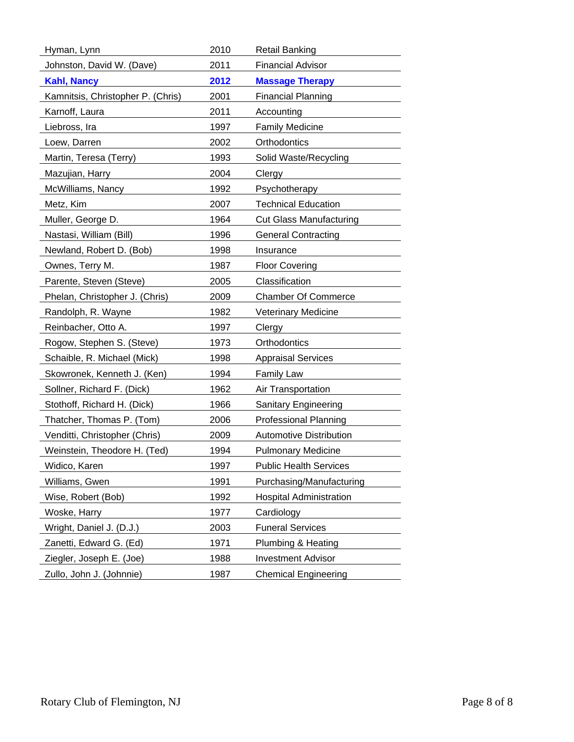| | | |
|---|---|---|
| Hyman, Lynn | 2010 | Retail Banking |
| Johnston, David W. (Dave) | 2011 | Financial Advisor |
| **Kahl, Nancy** | **2012** | **Massage Therapy** |
| Kamnitsis, Christopher P. (Chris) | 2001 | Financial Planning |
| Karnoff, Laura | 2011 | Accounting |
| Liebross, Ira | 1997 | Family Medicine |
| Loew, Darren | 2002 | Orthodontics |
| Martin, Teresa (Terry) | 1993 | Solid Waste/Recycling |
| Mazujian, Harry | 2004 | Clergy |
| McWilliams, Nancy | 1992 | Psychotherapy |
| Metz, Kim | 2007 | Technical Education |
| Muller, George D. | 1964 | Cut Glass Manufacturing |
| Nastasi, William (Bill) | 1996 | General Contracting |
| Newland, Robert D. (Bob) | 1998 | Insurance |
| Ownes, Terry M. | 1987 | Floor Covering |
| Parente, Steven (Steve) | 2005 | Classification |
| Phelan, Christopher J. (Chris) | 2009 | Chamber Of Commerce |
| Randolph, R. Wayne | 1982 | Veterinary Medicine |
| Reinbacher, Otto A. | 1997 | Clergy |
| Rogow, Stephen S. (Steve) | 1973 | Orthodontics |
| Schaible, R. Michael (Mick) | 1998 | Appraisal Services |
| Skowronek, Kenneth J. (Ken) | 1994 | Family Law |
| Sollner, Richard F. (Dick) | 1962 | Air Transportation |
| Stothoff, Richard H. (Dick) | 1966 | Sanitary Engineering |
| Thatcher, Thomas P. (Tom) | 2006 | Professional Planning |
| Venditti, Christopher (Chris) | 2009 | Automotive Distribution |
| Weinstein, Theodore H. (Ted) | 1994 | Pulmonary Medicine |
| Widico, Karen | 1997 | Public Health Services |
| Williams, Gwen | 1991 | Purchasing/Manufacturing |
| Wise, Robert (Bob) | 1992 | Hospital Administration |
| Woske, Harry | 1977 | Cardiology |
| Wright, Daniel J. (D.J.) | 2003 | Funeral Services |
| Zanetti, Edward G. (Ed) | 1971 | Plumbing & Heating |
| Ziegler, Joseph E. (Joe) | 1988 | Investment Advisor |
| Zullo, John J. (Johnnie) | 1987 | Chemical Engineering |